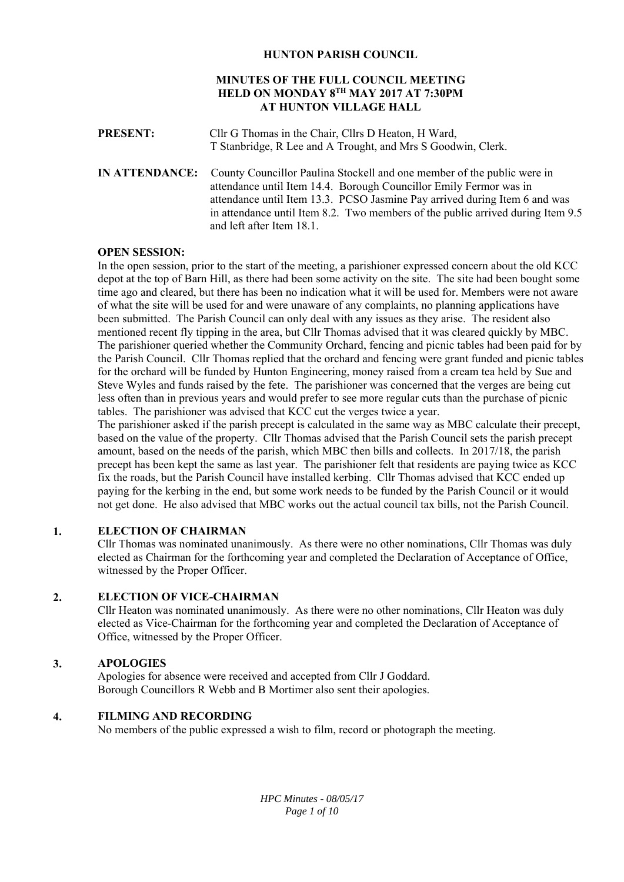**HUNTON PARISH COUNCIL**

**MINUTES OF THE FULL COUNCIL MEETING HELD ON MONDAY 8TH MAY 2017 AT 7:30PM AT HUNTON VILLAGE HALL**

**PRESENT:** Cllr G Thomas in the Chair, Cllrs D Heaton, H Ward, T Stanbridge, R Lee and A Trought, and Mrs S Goodwin, Clerk.

**IN ATTENDANCE:** County Councillor Paulina Stockell and one member of the public were in attendance until Item 14.4. Borough Councillor Emily Fermor was in attendance until Item 13.3. PCSO Jasmine Pay arrived during Item 6 and was in attendance until Item 8.2. Two members of the public arrived during Item 9.5 and left after Item 18.1.

**OPEN SESSION:**

In the open session, prior to the start of the meeting, a parishioner expressed concern about the old KCC depot at the top of Barn Hill, as there had been some activity on the site. The site had been bought some time ago and cleared, but there has been no indication what it will be used for. Members were not aware of what the site will be used for and were unaware of any complaints, no planning applications have been submitted. The Parish Council can only deal with any issues as they arise. The resident also mentioned recent fly tipping in the area, but Cllr Thomas advised that it was cleared quickly by MBC. The parishioner queried whether the Community Orchard, fencing and picnic tables had been paid for by the Parish Council. Cllr Thomas replied that the orchard and fencing were grant funded and picnic tables for the orchard will be funded by Hunton Engineering, money raised from a cream tea held by Sue and Steve Wyles and funds raised by the fete. The parishioner was concerned that the verges are being cut less often than in previous years and would prefer to see more regular cuts than the purchase of picnic tables. The parishioner was advised that KCC cut the verges twice a year.

The parishioner asked if the parish precept is calculated in the same way as MBC calculate their precept, based on the value of the property. Cllr Thomas advised that the Parish Council sets the parish precept amount, based on the needs of the parish, which MBC then bills and collects. In 2017/18, the parish precept has been kept the same as last year. The parishioner felt that residents are paying twice as KCC fix the roads, but the Parish Council have installed kerbing. Cllr Thomas advised that KCC ended up paying for the kerbing in the end, but some work needs to be funded by the Parish Council or it would not get done. He also advised that MBC works out the actual council tax bills, not the Parish Council.

## 1. ELECTION OF CHAIRMAN

Cllr Thomas was nominated unanimously. As there were no other nominations, Cllr Thomas was duly elected as Chairman for the forthcoming year and completed the Declaration of Acceptance of Office, witnessed by the Proper Officer.

## 2. ELECTION OF VICE-CHAIRMAN

Cllr Heaton was nominated unanimously. As there were no other nominations, Cllr Heaton was duly elected as Vice-Chairman for the forthcoming year and completed the Declaration of Acceptance of Office, witnessed by the Proper Officer.

## 3. APOLOGIES

Apologies for absence were received and accepted from Cllr J Goddard.
Borough Councillors R Webb and B Mortimer also sent their apologies.

## 4. FILMING AND RECORDING

No members of the public expressed a wish to film, record or photograph the meeting.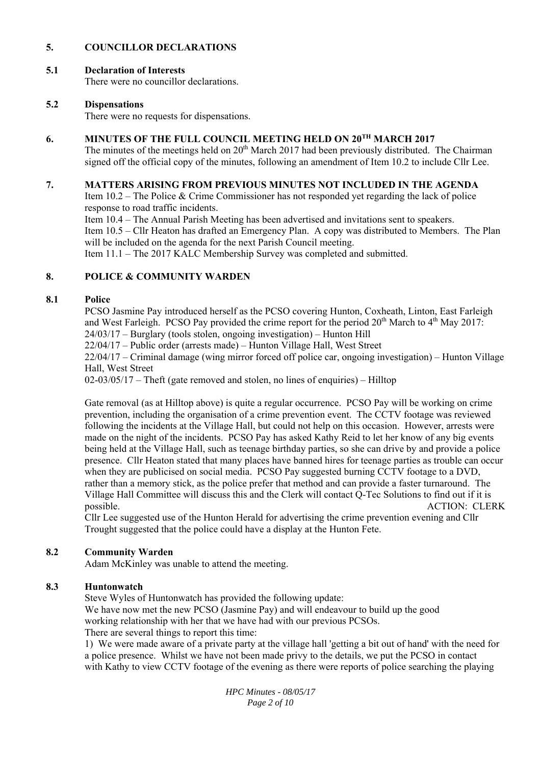## 5. COUNCILLOR DECLARATIONS

### 5.1 Declaration of Interests

There were no councillor declarations.

### 5.2 Dispensations

There were no requests for dispensations.

## 6. MINUTES OF THE FULL COUNCIL MEETING HELD ON 20TH MARCH 2017

The minutes of the meetings held on 20th March 2017 had been previously distributed. The Chairman signed off the official copy of the minutes, following an amendment of Item 10.2 to include Cllr Lee.

## 7. MATTERS ARISING FROM PREVIOUS MINUTES NOT INCLUDED IN THE AGENDA

Item 10.2 – The Police & Crime Commissioner has not responded yet regarding the lack of police response to road traffic incidents.
Item 10.4 – The Annual Parish Meeting has been advertised and invitations sent to speakers.
Item 10.5 – Cllr Heaton has drafted an Emergency Plan. A copy was distributed to Members. The Plan will be included on the agenda for the next Parish Council meeting.
Item 11.1 – The 2017 KALC Membership Survey was completed and submitted.

## 8. POLICE & COMMUNITY WARDEN

### 8.1 Police

PCSO Jasmine Pay introduced herself as the PCSO covering Hunton, Coxheath, Linton, East Farleigh and West Farleigh. PCSO Pay provided the crime report for the period 20th March to 4th May 2017:
24/03/17 – Burglary (tools stolen, ongoing investigation) – Hunton Hill
22/04/17 – Public order (arrests made) – Hunton Village Hall, West Street
22/04/17 – Criminal damage (wing mirror forced off police car, ongoing investigation) – Hunton Village Hall, West Street
02-03/05/17 – Theft (gate removed and stolen, no lines of enquiries) – Hilltop

Gate removal (as at Hilltop above) is quite a regular occurrence. PCSO Pay will be working on crime prevention, including the organisation of a crime prevention event. The CCTV footage was reviewed following the incidents at the Village Hall, but could not help on this occasion. However, arrests were made on the night of the incidents. PCSO Pay has asked Kathy Reid to let her know of any big events being held at the Village Hall, such as teenage birthday parties, so she can drive by and provide a police presence. Cllr Heaton stated that many places have banned hires for teenage parties as trouble can occur when they are publicised on social media. PCSO Pay suggested burning CCTV footage to a DVD, rather than a memory stick, as the police prefer that method and can provide a faster turnaround. The Village Hall Committee will discuss this and the Clerk will contact Q-Tec Solutions to find out if it is possible. ACTION: CLERK
Cllr Lee suggested use of the Hunton Herald for advertising the crime prevention evening and Cllr Trought suggested that the police could have a display at the Hunton Fete.

### 8.2 Community Warden

Adam McKinley was unable to attend the meeting.

### 8.3 Huntonwatch

Steve Wyles of Huntonwatch has provided the following update:
We have now met the new PCSO (Jasmine Pay) and will endeavour to build up the good working relationship with her that we have had with our previous PCSOs.
There are several things to report this time:
1) We were made aware of a private party at the village hall 'getting a bit out of hand' with the need for a police presence. Whilst we have not been made privy to the details, we put the PCSO in contact with Kathy to view CCTV footage of the evening as there were reports of police searching the playing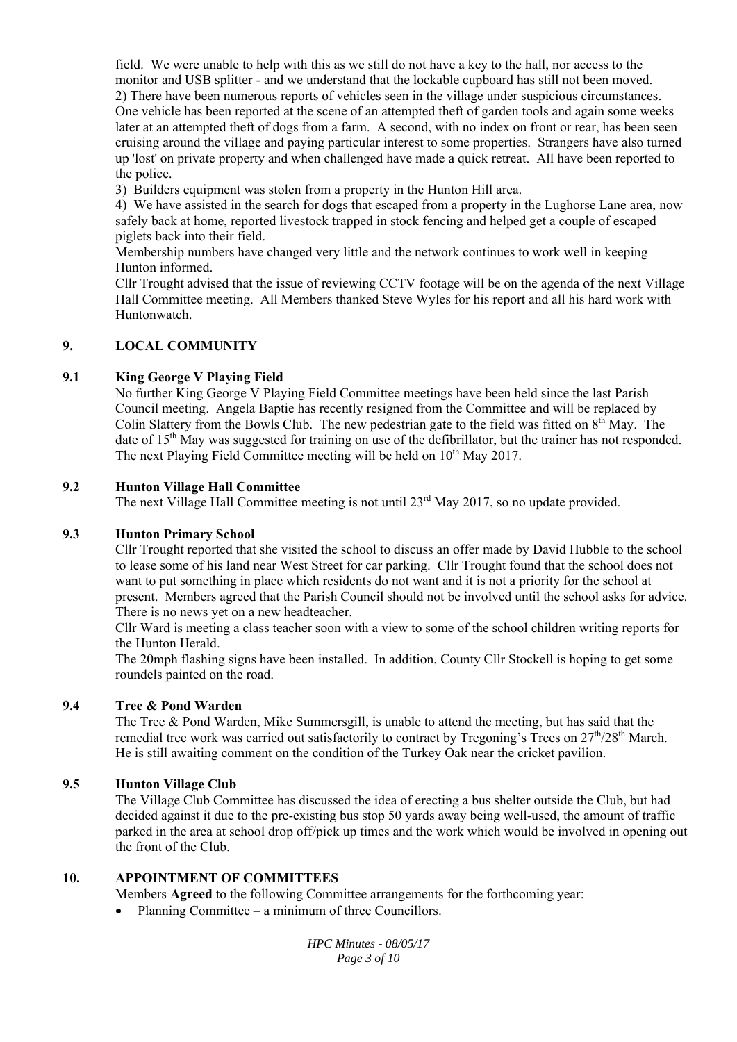field. We were unable to help with this as we still do not have a key to the hall, nor access to the monitor and USB splitter - and we understand that the lockable cupboard has still not been moved.

2) There have been numerous reports of vehicles seen in the village under suspicious circumstances. One vehicle has been reported at the scene of an attempted theft of garden tools and again some weeks later at an attempted theft of dogs from a farm. A second, with no index on front or rear, has been seen cruising around the village and paying particular interest to some properties. Strangers have also turned up 'lost' on private property and when challenged have made a quick retreat. All have been reported to the police.

3) Builders equipment was stolen from a property in the Hunton Hill area.

4) We have assisted in the search for dogs that escaped from a property in the Lughorse Lane area, now safely back at home, reported livestock trapped in stock fencing and helped get a couple of escaped piglets back into their field.

Membership numbers have changed very little and the network continues to work well in keeping Hunton informed.

Cllr Trought advised that the issue of reviewing CCTV footage will be on the agenda of the next Village Hall Committee meeting. All Members thanked Steve Wyles for his report and all his hard work with Huntonwatch.

## 9. LOCAL COMMUNITY

### 9.1 King George V Playing Field

No further King George V Playing Field Committee meetings have been held since the last Parish Council meeting. Angela Baptie has recently resigned from the Committee and will be replaced by Colin Slattery from the Bowls Club. The new pedestrian gate to the field was fitted on 8th May. The date of 15th May was suggested for training on use of the defibrillator, but the trainer has not responded. The next Playing Field Committee meeting will be held on 10th May 2017.

### 9.2 Hunton Village Hall Committee

The next Village Hall Committee meeting is not until 23rd May 2017, so no update provided.

### 9.3 Hunton Primary School

Cllr Trought reported that she visited the school to discuss an offer made by David Hubble to the school to lease some of his land near West Street for car parking. Cllr Trought found that the school does not want to put something in place which residents do not want and it is not a priority for the school at present. Members agreed that the Parish Council should not be involved until the school asks for advice. There is no news yet on a new headteacher.

Cllr Ward is meeting a class teacher soon with a view to some of the school children writing reports for the Hunton Herald.

The 20mph flashing signs have been installed. In addition, County Cllr Stockell is hoping to get some roundels painted on the road.

### 9.4 Tree & Pond Warden

The Tree & Pond Warden, Mike Summersgill, is unable to attend the meeting, but has said that the remedial tree work was carried out satisfactorily to contract by Tregoning's Trees on 27th/28th March. He is still awaiting comment on the condition of the Turkey Oak near the cricket pavilion.

### 9.5 Hunton Village Club

The Village Club Committee has discussed the idea of erecting a bus shelter outside the Club, but had decided against it due to the pre-existing bus stop 50 yards away being well-used, the amount of traffic parked in the area at school drop off/pick up times and the work which would be involved in opening out the front of the Club.

## 10. APPOINTMENT OF COMMITTEES

Members **Agreed** to the following Committee arrangements for the forthcoming year:

- Planning Committee – a minimum of three Councillors.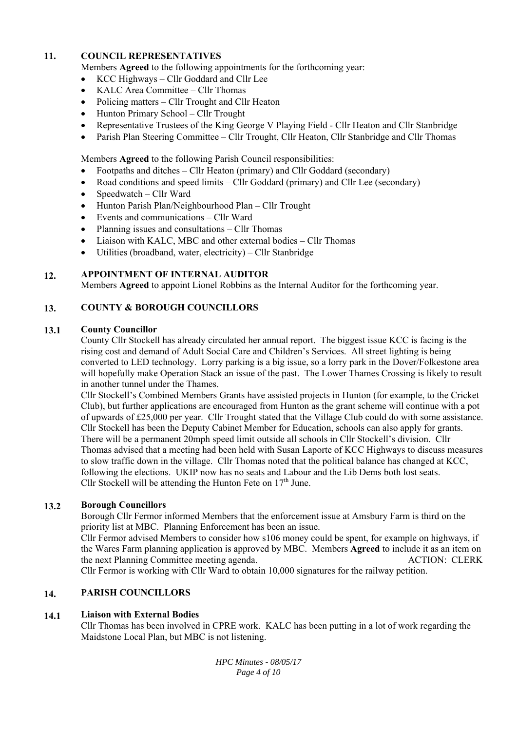## 11. COUNCIL REPRESENTATIVES

Members **Agreed** to the following appointments for the forthcoming year:

- KCC Highways – Cllr Goddard and Cllr Lee
- KALC Area Committee – Cllr Thomas
- Policing matters – Cllr Trought and Cllr Heaton
- Hunton Primary School – Cllr Trought
- Representative Trustees of the King George V Playing Field - Cllr Heaton and Cllr Stanbridge
- Parish Plan Steering Committee – Cllr Trought, Cllr Heaton, Cllr Stanbridge and Cllr Thomas

Members **Agreed** to the following Parish Council responsibilities:

- Footpaths and ditches – Cllr Heaton (primary) and Cllr Goddard (secondary)
- Road conditions and speed limits – Cllr Goddard (primary) and Cllr Lee (secondary)
- Speedwatch – Cllr Ward
- Hunton Parish Plan/Neighbourhood Plan – Cllr Trought
- Events and communications – Cllr Ward
- Planning issues and consultations – Cllr Thomas
- Liaison with KALC, MBC and other external bodies – Cllr Thomas
- Utilities (broadband, water, electricity) – Cllr Stanbridge

## 12. APPOINTMENT OF INTERNAL AUDITOR

Members **Agreed** to appoint Lionel Robbins as the Internal Auditor for the forthcoming year.

## 13. COUNTY & BOROUGH COUNCILLORS

### 13.1 County Councillor

County Cllr Stockell has already circulated her annual report. The biggest issue KCC is facing is the rising cost and demand of Adult Social Care and Children's Services. All street lighting is being converted to LED technology. Lorry parking is a big issue, so a lorry park in the Dover/Folkestone area will hopefully make Operation Stack an issue of the past. The Lower Thames Crossing is likely to result in another tunnel under the Thames.

Cllr Stockell's Combined Members Grants have assisted projects in Hunton (for example, to the Cricket Club), but further applications are encouraged from Hunton as the grant scheme will continue with a pot of upwards of £25,000 per year. Cllr Trought stated that the Village Club could do with some assistance. Cllr Stockell has been the Deputy Cabinet Member for Education, schools can also apply for grants. There will be a permanent 20mph speed limit outside all schools in Cllr Stockell's division. Cllr Thomas advised that a meeting had been held with Susan Laporte of KCC Highways to discuss measures to slow traffic down in the village. Cllr Thomas noted that the political balance has changed at KCC, following the elections. UKIP now has no seats and Labour and the Lib Dems both lost seats. Cllr Stockell will be attending the Hunton Fete on 17th June.

### 13.2 Borough Councillors

Borough Cllr Fermor informed Members that the enforcement issue at Amsbury Farm is third on the priority list at MBC. Planning Enforcement has been an issue.

Cllr Fermor advised Members to consider how s106 money could be spent, for example on highways, if the Wares Farm planning application is approved by MBC. Members **Agreed** to include it as an item on the next Planning Committee meeting agenda. ACTION: CLERK

Cllr Fermor is working with Cllr Ward to obtain 10,000 signatures for the railway petition.

## 14. PARISH COUNCILLORS

### 14.1 Liaison with External Bodies

Cllr Thomas has been involved in CPRE work. KALC has been putting in a lot of work regarding the Maidstone Local Plan, but MBC is not listening.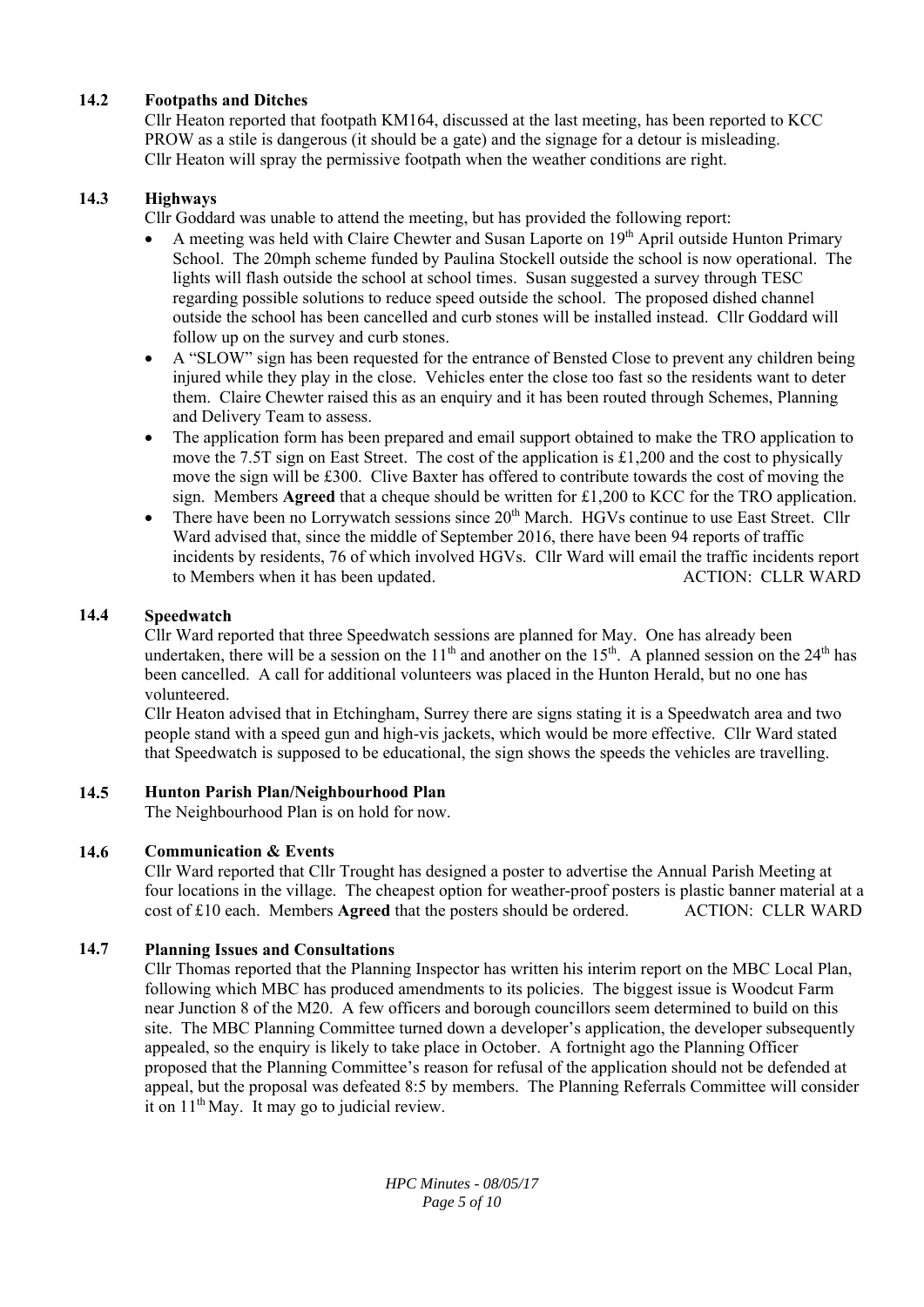### 14.2 Footpaths and Ditches

Cllr Heaton reported that footpath KM164, discussed at the last meeting, has been reported to KCC PROW as a stile is dangerous (it should be a gate) and the signage for a detour is misleading. Cllr Heaton will spray the permissive footpath when the weather conditions are right.

### 14.3 Highways

Cllr Goddard was unable to attend the meeting, but has provided the following report:

- A meeting was held with Claire Chewter and Susan Laporte on 19th April outside Hunton Primary School. The 20mph scheme funded by Paulina Stockell outside the school is now operational. The lights will flash outside the school at school times. Susan suggested a survey through TESC regarding possible solutions to reduce speed outside the school. The proposed dished channel outside the school has been cancelled and curb stones will be installed instead. Cllr Goddard will follow up on the survey and curb stones.
- A "SLOW" sign has been requested for the entrance of Bensted Close to prevent any children being injured while they play in the close. Vehicles enter the close too fast so the residents want to deter them. Claire Chewter raised this as an enquiry and it has been routed through Schemes, Planning and Delivery Team to assess.
- The application form has been prepared and email support obtained to make the TRO application to move the 7.5T sign on East Street. The cost of the application is £1,200 and the cost to physically move the sign will be £300. Clive Baxter has offered to contribute towards the cost of moving the sign. Members **Agreed** that a cheque should be written for £1,200 to KCC for the TRO application.
- There have been no Lorrywatch sessions since 20th March. HGVs continue to use East Street. Cllr Ward advised that, since the middle of September 2016, there have been 94 reports of traffic incidents by residents, 76 of which involved HGVs. Cllr Ward will email the traffic incidents report to Members when it has been updated. ACTION: CLLR WARD

### 14.4 Speedwatch

Cllr Ward reported that three Speedwatch sessions are planned for May. One has already been undertaken, there will be a session on the 11th and another on the 15th. A planned session on the 24th has been cancelled. A call for additional volunteers was placed in the Hunton Herald, but no one has volunteered.

Cllr Heaton advised that in Etchingham, Surrey there are signs stating it is a Speedwatch area and two people stand with a speed gun and high-vis jackets, which would be more effective. Cllr Ward stated that Speedwatch is supposed to be educational, the sign shows the speeds the vehicles are travelling.

### 14.5 Hunton Parish Plan/Neighbourhood Plan

The Neighbourhood Plan is on hold for now.

### 14.6 Communication & Events

Cllr Ward reported that Cllr Trought has designed a poster to advertise the Annual Parish Meeting at four locations in the village. The cheapest option for weather-proof posters is plastic banner material at a cost of £10 each. Members **Agreed** that the posters should be ordered. ACTION: CLLR WARD

### 14.7 Planning Issues and Consultations

Cllr Thomas reported that the Planning Inspector has written his interim report on the MBC Local Plan, following which MBC has produced amendments to its policies. The biggest issue is Woodcut Farm near Junction 8 of the M20. A few officers and borough councillors seem determined to build on this site. The MBC Planning Committee turned down a developer's application, the developer subsequently appealed, so the enquiry is likely to take place in October. A fortnight ago the Planning Officer proposed that the Planning Committee's reason for refusal of the application should not be defended at appeal, but the proposal was defeated 8:5 by members. The Planning Referrals Committee will consider it on 11th May. It may go to judicial review.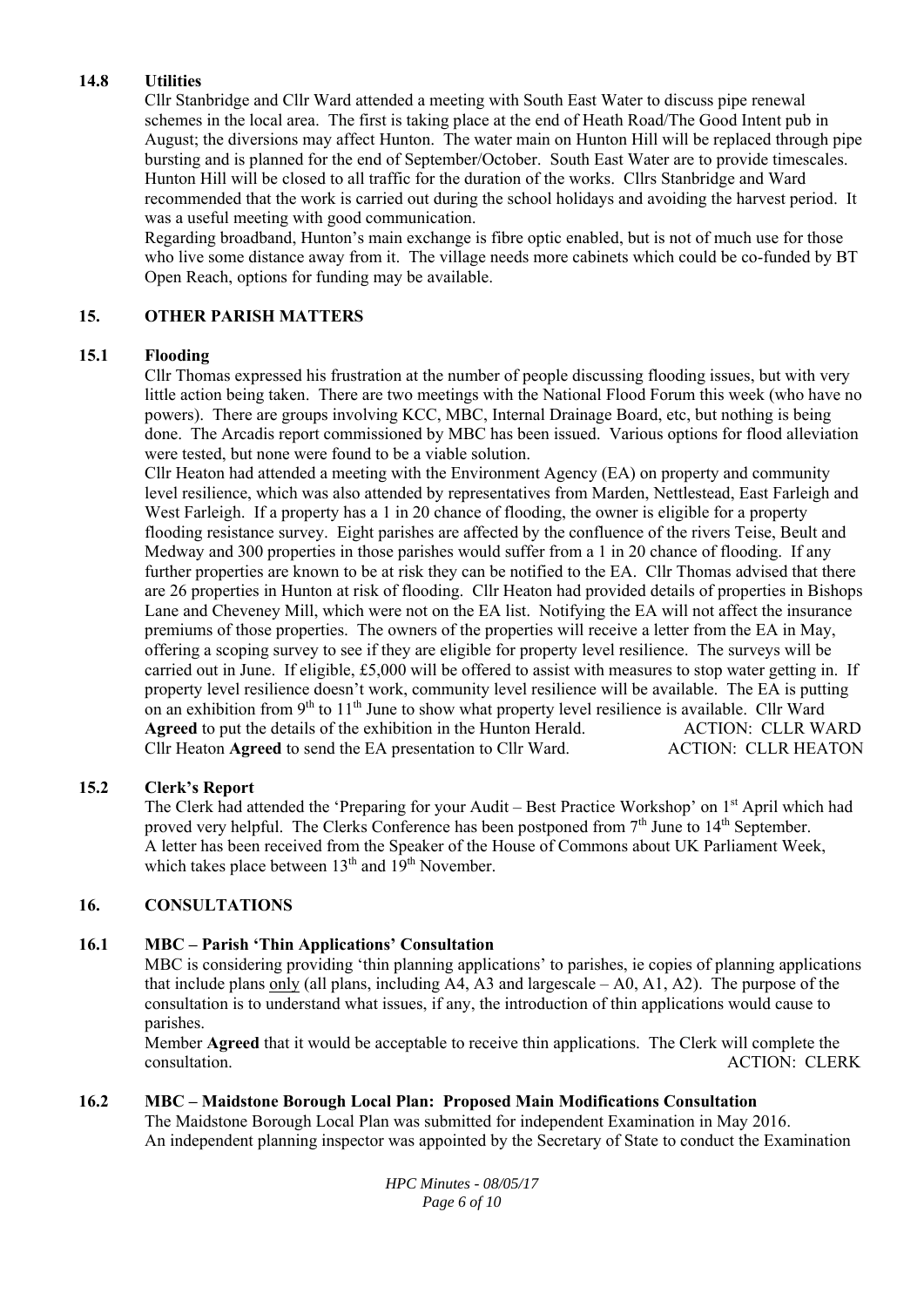### 14.8 Utilities

Cllr Stanbridge and Cllr Ward attended a meeting with South East Water to discuss pipe renewal schemes in the local area. The first is taking place at the end of Heath Road/The Good Intent pub in August; the diversions may affect Hunton. The water main on Hunton Hill will be replaced through pipe bursting and is planned for the end of September/October. South East Water are to provide timescales. Hunton Hill will be closed to all traffic for the duration of the works. Cllrs Stanbridge and Ward recommended that the work is carried out during the school holidays and avoiding the harvest period. It was a useful meeting with good communication.

Regarding broadband, Hunton's main exchange is fibre optic enabled, but is not of much use for those who live some distance away from it. The village needs more cabinets which could be co-funded by BT Open Reach, options for funding may be available.

## 15. OTHER PARISH MATTERS

### 15.1 Flooding

Cllr Thomas expressed his frustration at the number of people discussing flooding issues, but with very little action being taken. There are two meetings with the National Flood Forum this week (who have no powers). There are groups involving KCC, MBC, Internal Drainage Board, etc, but nothing is being done. The Arcadis report commissioned by MBC has been issued. Various options for flood alleviation were tested, but none were found to be a viable solution.

Cllr Heaton had attended a meeting with the Environment Agency (EA) on property and community level resilience, which was also attended by representatives from Marden, Nettlestead, East Farleigh and West Farleigh. If a property has a 1 in 20 chance of flooding, the owner is eligible for a property flooding resistance survey. Eight parishes are affected by the confluence of the rivers Teise, Beult and Medway and 300 properties in those parishes would suffer from a 1 in 20 chance of flooding. If any further properties are known to be at risk they can be notified to the EA. Cllr Thomas advised that there are 26 properties in Hunton at risk of flooding. Cllr Heaton had provided details of properties in Bishops Lane and Cheveney Mill, which were not on the EA list. Notifying the EA will not affect the insurance premiums of those properties. The owners of the properties will receive a letter from the EA in May, offering a scoping survey to see if they are eligible for property level resilience. The surveys will be carried out in June. If eligible, £5,000 will be offered to assist with measures to stop water getting in. If property level resilience doesn't work, community level resilience will be available. The EA is putting on an exhibition from 9th to 11th June to show what property level resilience is available. Cllr Ward **Agreed** to put the details of the exhibition in the Hunton Herald. ACTION: CLLR WARD

Cllr Heaton **Agreed** to send the EA presentation to Cllr Ward. ACTION: CLLR HEATON

### 15.2 Clerk's Report

The Clerk had attended the 'Preparing for your Audit – Best Practice Workshop' on 1st April which had proved very helpful. The Clerks Conference has been postponed from 7th June to 14th September.

A letter has been received from the Speaker of the House of Commons about UK Parliament Week, which takes place between 13th and 19th November.

## 16. CONSULTATIONS

### 16.1 MBC – Parish 'Thin Applications' Consultation

MBC is considering providing 'thin planning applications' to parishes, ie copies of planning applications that include plans only (all plans, including A4, A3 and largescale – A0, A1, A2). The purpose of the consultation is to understand what issues, if any, the introduction of thin applications would cause to parishes.

Member **Agreed** that it would be acceptable to receive thin applications. The Clerk will complete the consultation. ACTION: CLERK

### 16.2 MBC – Maidstone Borough Local Plan: Proposed Main Modifications Consultation

The Maidstone Borough Local Plan was submitted for independent Examination in May 2016. An independent planning inspector was appointed by the Secretary of State to conduct the Examination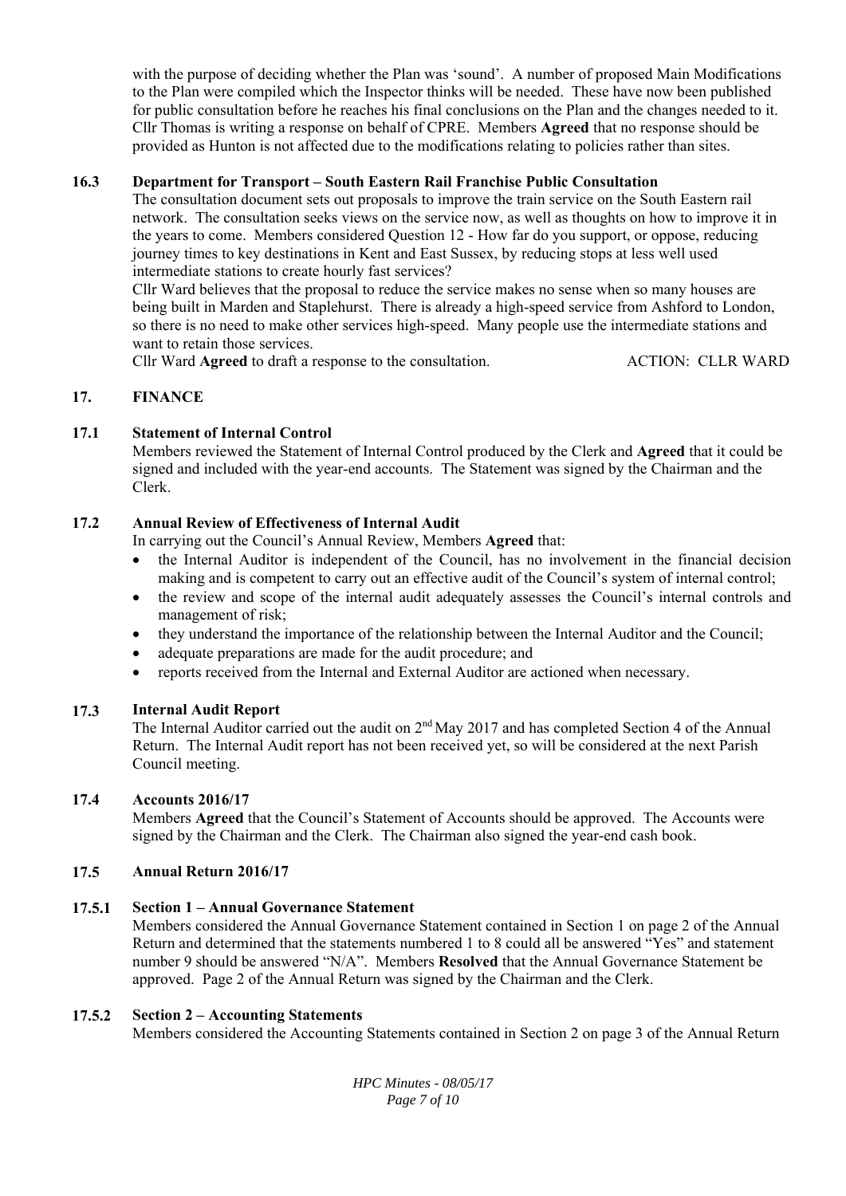with the purpose of deciding whether the Plan was 'sound'. A number of proposed Main Modifications to the Plan were compiled which the Inspector thinks will be needed. These have now been published for public consultation before he reaches his final conclusions on the Plan and the changes needed to it. Cllr Thomas is writing a response on behalf of CPRE. Members **Agreed** that no response should be provided as Hunton is not affected due to the modifications relating to policies rather than sites.

**16.3 Department for Transport – South Eastern Rail Franchise Public Consultation**

The consultation document sets out proposals to improve the train service on the South Eastern rail network. The consultation seeks views on the service now, as well as thoughts on how to improve it in the years to come. Members considered Question 12 - How far do you support, or oppose, reducing journey times to key destinations in Kent and East Sussex, by reducing stops at less well used intermediate stations to create hourly fast services?

Cllr Ward believes that the proposal to reduce the service makes no sense when so many houses are being built in Marden and Staplehurst. There is already a high-speed service from Ashford to London, so there is no need to make other services high-speed. Many people use the intermediate stations and want to retain those services.

Cllr Ward **Agreed** to draft a response to the consultation. ACTION: CLLR WARD

## 17. FINANCE

**17.1 Statement of Internal Control**

Members reviewed the Statement of Internal Control produced by the Clerk and **Agreed** that it could be signed and included with the year-end accounts. The Statement was signed by the Chairman and the Clerk.

**17.2 Annual Review of Effectiveness of Internal Audit**

In carrying out the Council's Annual Review, Members **Agreed** that:

- the Internal Auditor is independent of the Council, has no involvement in the financial decision making and is competent to carry out an effective audit of the Council's system of internal control;
- the review and scope of the internal audit adequately assesses the Council's internal controls and management of risk;
- they understand the importance of the relationship between the Internal Auditor and the Council;
- adequate preparations are made for the audit procedure; and
- reports received from the Internal and External Auditor are actioned when necessary.

**17.3 Internal Audit Report**

The Internal Auditor carried out the audit on 2nd May 2017 and has completed Section 4 of the Annual Return. The Internal Audit report has not been received yet, so will be considered at the next Parish Council meeting.

**17.4 Accounts 2016/17**

Members **Agreed** that the Council's Statement of Accounts should be approved. The Accounts were signed by the Chairman and the Clerk. The Chairman also signed the year-end cash book.

**17.5 Annual Return 2016/17**

**17.5.1 Section 1 – Annual Governance Statement**

Members considered the Annual Governance Statement contained in Section 1 on page 2 of the Annual Return and determined that the statements numbered 1 to 8 could all be answered "Yes" and statement number 9 should be answered "N/A". Members **Resolved** that the Annual Governance Statement be approved. Page 2 of the Annual Return was signed by the Chairman and the Clerk.

**17.5.2 Section 2 – Accounting Statements**

Members considered the Accounting Statements contained in Section 2 on page 3 of the Annual Return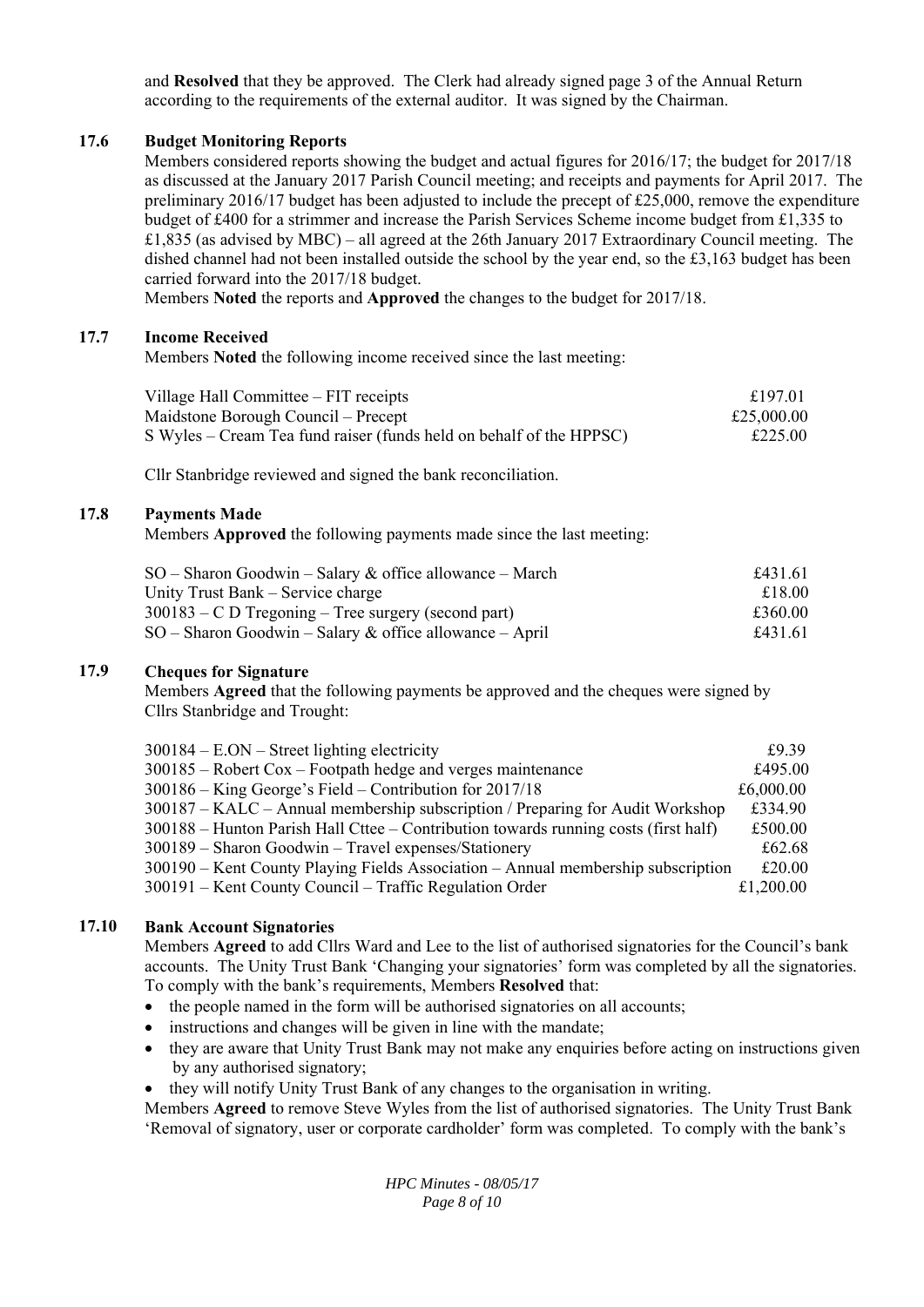and **Resolved** that they be approved. The Clerk had already signed page 3 of the Annual Return according to the requirements of the external auditor. It was signed by the Chairman.

### 17.6 Budget Monitoring Reports

Members considered reports showing the budget and actual figures for 2016/17; the budget for 2017/18 as discussed at the January 2017 Parish Council meeting; and receipts and payments for April 2017. The preliminary 2016/17 budget has been adjusted to include the precept of £25,000, remove the expenditure budget of £400 for a strimmer and increase the Parish Services Scheme income budget from £1,335 to £1,835 (as advised by MBC) – all agreed at the 26th January 2017 Extraordinary Council meeting. The dished channel had not been installed outside the school by the year end, so the £3,163 budget has been carried forward into the 2017/18 budget.

Members **Noted** the reports and **Approved** the changes to the budget for 2017/18.

### 17.7 Income Received

Members **Noted** the following income received since the last meeting:

| | |
|---|---:|
| Village Hall Committee – FIT receipts | £197.01 |
| Maidstone Borough Council – Precept | £25,000.00 |
| S Wyles – Cream Tea fund raiser (funds held on behalf of the HPPSC) | £225.00 |

Cllr Stanbridge reviewed and signed the bank reconciliation.

### 17.8 Payments Made

Members **Approved** the following payments made since the last meeting:

| | |
|---|---:|
| SO – Sharon Goodwin – Salary & office allowance – March | £431.61 |
| Unity Trust Bank – Service charge | £18.00 |
| 300183 – C D Tregoning – Tree surgery (second part) | £360.00 |
| SO – Sharon Goodwin – Salary & office allowance – April | £431.61 |

### 17.9 Cheques for Signature

Members **Agreed** that the following payments be approved and the cheques were signed by Cllrs Stanbridge and Trought:

| | |
|---|---:|
| 300184 – E.ON – Street lighting electricity | £9.39 |
| 300185 – Robert Cox – Footpath hedge and verges maintenance | £495.00 |
| 300186 – King George's Field – Contribution for 2017/18 | £6,000.00 |
| 300187 – KALC – Annual membership subscription / Preparing for Audit Workshop | £334.90 |
| 300188 – Hunton Parish Hall Cttee – Contribution towards running costs (first half) | £500.00 |
| 300189 – Sharon Goodwin – Travel expenses/Stationery | £62.68 |
| 300190 – Kent County Playing Fields Association – Annual membership subscription | £20.00 |
| 300191 – Kent County Council – Traffic Regulation Order | £1,200.00 |

### 17.10 Bank Account Signatories

Members **Agreed** to add Cllrs Ward and Lee to the list of authorised signatories for the Council's bank accounts. The Unity Trust Bank 'Changing your signatories' form was completed by all the signatories. To comply with the bank's requirements, Members **Resolved** that:

- the people named in the form will be authorised signatories on all accounts;
- instructions and changes will be given in line with the mandate;
- they are aware that Unity Trust Bank may not make any enquiries before acting on instructions given by any authorised signatory;
- they will notify Unity Trust Bank of any changes to the organisation in writing.

Members **Agreed** to remove Steve Wyles from the list of authorised signatories. The Unity Trust Bank 'Removal of signatory, user or corporate cardholder' form was completed. To comply with the bank's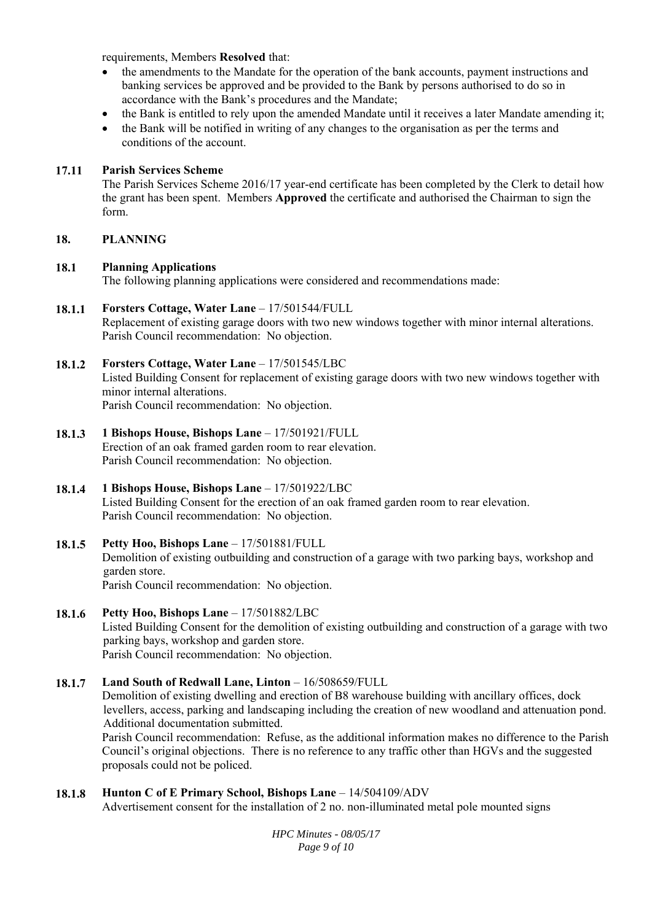requirements, Members **Resolved** that:

- the amendments to the Mandate for the operation of the bank accounts, payment instructions and banking services be approved and be provided to the Bank by persons authorised to do so in accordance with the Bank's procedures and the Mandate;
- the Bank is entitled to rely upon the amended Mandate until it receives a later Mandate amending it;
- the Bank will be notified in writing of any changes to the organisation as per the terms and conditions of the account.

**17.11 Parish Services Scheme**

The Parish Services Scheme 2016/17 year-end certificate has been completed by the Clerk to detail how the grant has been spent. Members **Approved** the certificate and authorised the Chairman to sign the form.

## 18. PLANNING

**18.1 Planning Applications**

The following planning applications were considered and recommendations made:

**18.1.1 Forsters Cottage, Water Lane** – 17/501544/FULL

Replacement of existing garage doors with two new windows together with minor internal alterations.
Parish Council recommendation: No objection.

**18.1.2 Forsters Cottage, Water Lane** – 17/501545/LBC

Listed Building Consent for replacement of existing garage doors with two new windows together with minor internal alterations.
Parish Council recommendation: No objection.

**18.1.3 1 Bishops House, Bishops Lane** – 17/501921/FULL

Erection of an oak framed garden room to rear elevation.
Parish Council recommendation: No objection.

**18.1.4 1 Bishops House, Bishops Lane** – 17/501922/LBC

Listed Building Consent for the erection of an oak framed garden room to rear elevation.
Parish Council recommendation: No objection.

**18.1.5 Petty Hoo, Bishops Lane** – 17/501881/FULL

Demolition of existing outbuilding and construction of a garage with two parking bays, workshop and garden store.
Parish Council recommendation: No objection.

**18.1.6 Petty Hoo, Bishops Lane** – 17/501882/LBC

Listed Building Consent for the demolition of existing outbuilding and construction of a garage with two parking bays, workshop and garden store.
Parish Council recommendation: No objection.

**18.1.7 Land South of Redwall Lane, Linton** – 16/508659/FULL

Demolition of existing dwelling and erection of B8 warehouse building with ancillary offices, dock levellers, access, parking and landscaping including the creation of new woodland and attenuation pond. Additional documentation submitted.
Parish Council recommendation: Refuse, as the additional information makes no difference to the Parish Council's original objections. There is no reference to any traffic other than HGVs and the suggested proposals could not be policed.

**18.1.8 Hunton C of E Primary School, Bishops Lane** – 14/504109/ADV

Advertisement consent for the installation of 2 no. non-illuminated metal pole mounted signs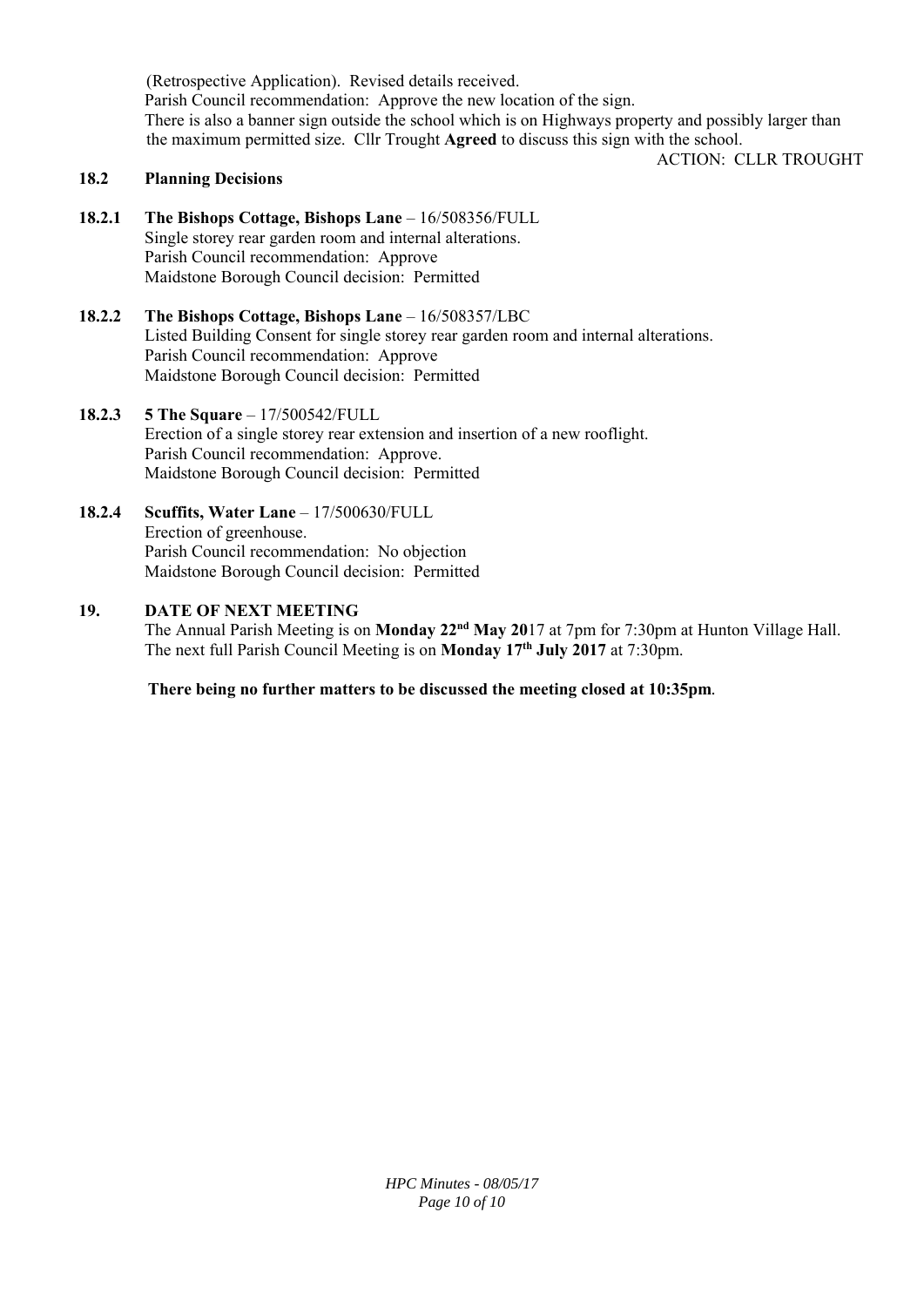(Retrospective Application). Revised details received.
Parish Council recommendation: Approve the new location of the sign.
There is also a banner sign outside the school which is on Highways property and possibly larger than the maximum permitted size. Cllr Trought **Agreed** to discuss this sign with the school.

ACTION: CLLR TROUGHT

**18.2 Planning Decisions**

**18.2.1 The Bishops Cottage, Bishops Lane** – 16/508356/FULL
Single storey rear garden room and internal alterations.
Parish Council recommendation: Approve
Maidstone Borough Council decision: Permitted

**18.2.2 The Bishops Cottage, Bishops Lane** – 16/508357/LBC
Listed Building Consent for single storey rear garden room and internal alterations.
Parish Council recommendation: Approve
Maidstone Borough Council decision: Permitted

**18.2.3 5 The Square** – 17/500542/FULL
Erection of a single storey rear extension and insertion of a new rooflight.
Parish Council recommendation: Approve.
Maidstone Borough Council decision: Permitted

**18.2.4 Scuffits, Water Lane** – 17/500630/FULL
Erection of greenhouse.
Parish Council recommendation: No objection
Maidstone Borough Council decision: Permitted

## 19. DATE OF NEXT MEETING

The Annual Parish Meeting is on **Monday 22nd May 20**17 at 7pm for 7:30pm at Hunton Village Hall.
The next full Parish Council Meeting is on **Monday 17th July 2017** at 7:30pm.

**There being no further matters to be discussed the meeting closed at 10:35pm**.